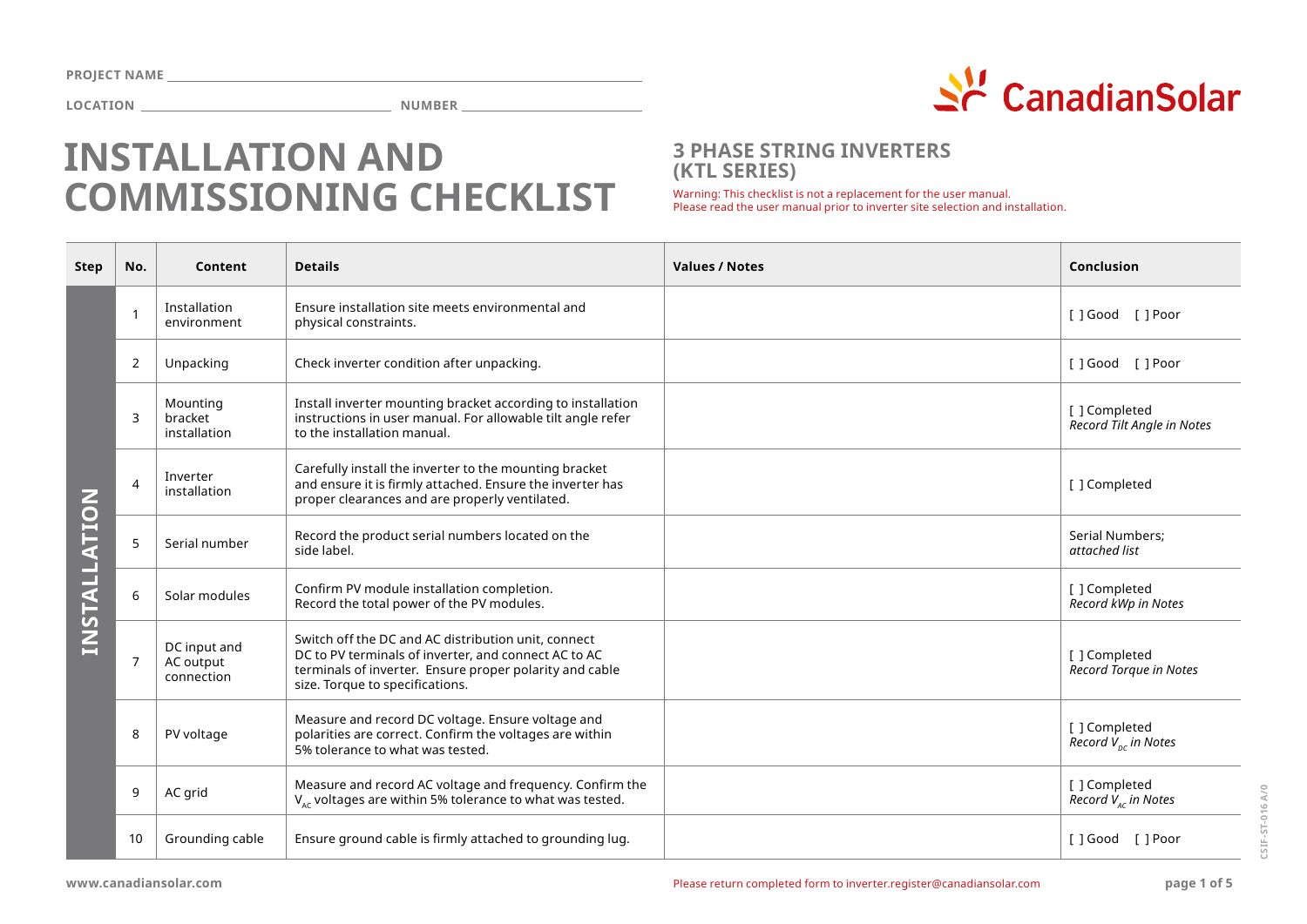PROJECT NAME ________________________________

LOCATION ____________________ NUMBER ______________

# INSTALLATION AND COMMISSIONING CHECKLIST

## 3 PHASE STRING INVERTERS (KTL SERIES)

Warning: This checklist is not a replacement for the user manual.
Please read the user manual prior to inverter site selection and installation.

| Step | No. | Content | Details | Values / Notes | Conclusion |
|---|---|---|---|---|---|
| INSTALLATION | 1 | Installation environment | Ensure installation site meets environmental and physical constraints. | | [ ] Good [ ] Poor |
| | 2 | Unpacking | Check inverter condition after unpacking. | | [ ] Good [ ] Poor |
| | 3 | Mounting bracket installation | Install inverter mounting bracket according to installation instructions in user manual. For allowable tilt angle refer to the installation manual. | | [ ] Completed<br>*Record Tilt Angle in Notes* |
| | 4 | Inverter installation | Carefully install the inverter to the mounting bracket and ensure it is firmly attached. Ensure the inverter has proper clearances and are properly ventilated. | | [ ] Completed |
| | 5 | Serial number | Record the product serial numbers located on the side label. | | Serial Numbers;<br>*attached list* |
| | 6 | Solar modules | Confirm PV module installation completion. Record the total power of the PV modules. | | [ ] Completed<br>*Record kWp in Notes* |
| | 7 | DC input and AC output connection | Switch off the DC and AC distribution unit, connect DC to PV terminals of inverter, and connect AC to AC terminals of inverter. Ensure proper polarity and cable size. Torque to specifications. | | [ ] Completed<br>*Record Torque in Notes* |
| | 8 | PV voltage | Measure and record DC voltage. Ensure voltage and polarities are correct. Confirm the voltages are within 5% tolerance to what was tested. | | [ ] Completed<br>*Record $V_{DC}$ in Notes* |
| | 9 | AC grid | Measure and record AC voltage and frequency. Confirm the $V_{AC}$ voltages are within 5% tolerance to what was tested. | | [ ] Completed<br>*Record $V_{AC}$ in Notes* |
| | 10 | Grounding cable | Ensure ground cable is firmly attached to grounding lug. | | [ ] Good [ ] Poor |

www.canadiansolar.com

Please return completed form to inverter.register@canadiansolar.com

CSIF-ST-016 A/0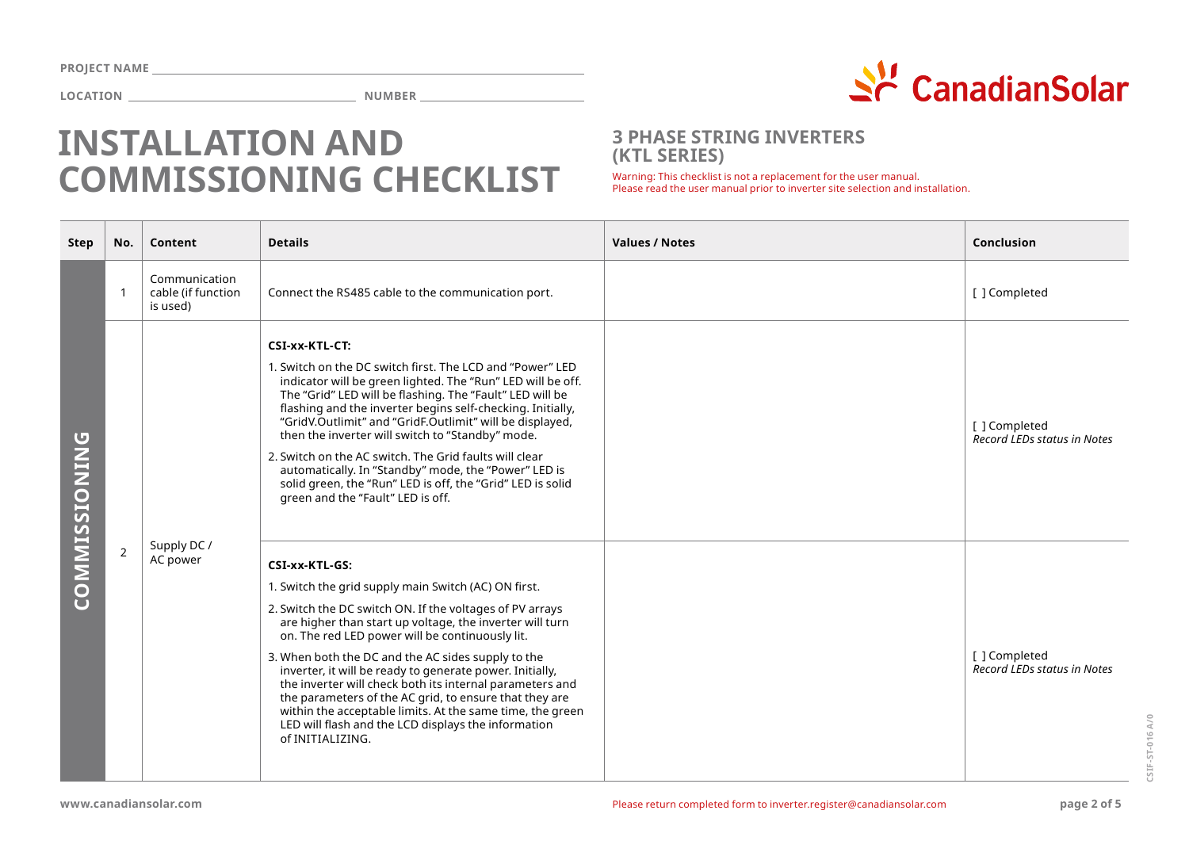**PROJECT NAME** ______________________

**LOCATION** ______________________ **NUMBER** ______________________

# INSTALLATION AND COMMISSIONING CHECKLIST

## 3 PHASE STRING INVERTERS (KTL SERIES)

Warning: This checklist is not a replacement for the user manual.
Please read the user manual prior to inverter site selection and installation.

| Step | No. | Content | Details | Values / Notes | Conclusion |
|---|---|---|---|---|---|
| COMMISSIONING | 1 | Communication cable (if function is used) | Connect the RS485 cable to the communication port. | | [ ] Completed |
| | 2 | Supply DC / AC power | **CSI-xx-KTL-CT:**<br>1. Switch on the DC switch first. The LCD and "Power" LED indicator will be green lighted. The "Run" LED will be off. The "Grid" LED will be flashing. The "Fault" LED will be flashing and the inverter begins self-checking. Initially, "GridV.Outlimit" and "GridF.Outlimit" will be displayed, then the inverter will switch to "Standby" mode.<br>2. Switch on the AC switch. The Grid faults will clear automatically. In "Standby" mode, the "Power" LED is solid green, the "Run" LED is off, the "Grid" LED is solid green and the "Fault" LED is off. | | [ ] Completed<br>*Record LEDs status in Notes* |
| | | | **CSI-xx-KTL-GS:**<br>1. Switch the grid supply main Switch (AC) ON first.<br>2. Switch the DC switch ON. If the voltages of PV arrays are higher than start up voltage, the inverter will turn on. The red LED power will be continuously lit.<br>3. When both the DC and the AC sides supply to the inverter, it will be ready to generate power. Initially, the inverter will check both its internal parameters and the parameters of the AC grid, to ensure that they are within the acceptable limits. At the same time, the green LED will flash and the LCD displays the information of INITIALIZING. | | [ ] Completed<br>*Record LEDs status in Notes* |

Please return completed form to inverter.register@canadiansolar.com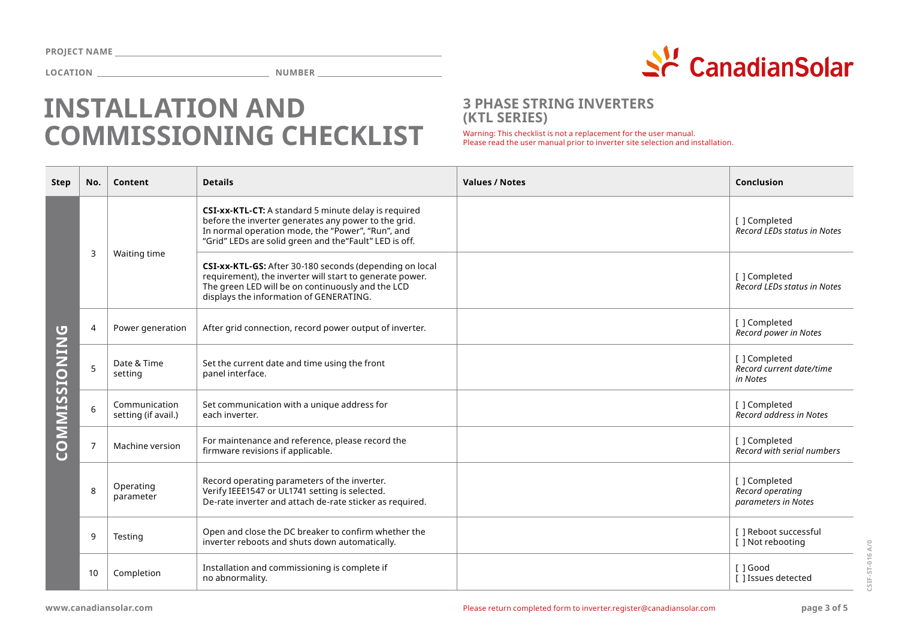PROJECT NAME ______________________

LOCATION ______________________ NUMBER ______________________

# INSTALLATION AND COMMISSIONING CHECKLIST

## 3 PHASE STRING INVERTERS (KTL SERIES)

Warning: This checklist is not a replacement for the user manual.
Please read the user manual prior to inverter site selection and installation.

| Step | No. | Content | Details | Values / Notes | Conclusion |
|---|---|---|---|---|---|
| COMMISSIONING | 3 | Waiting time | **CSI-xx-KTL-CT:** A standard 5 minute delay is required before the inverter generates any power to the grid. In normal operation mode, the "Power", "Run", and "Grid" LEDs are solid green and the"Fault" LED is off. | | [ ] Completed *Record LEDs status in Notes* |
| | | | **CSI-xx-KTL-GS:** After 30-180 seconds (depending on local requirement), the inverter will start to generate power. The green LED will be on continuously and the LCD displays the information of GENERATING. | | [ ] Completed *Record LEDs status in Notes* |
| | 4 | Power generation | After grid connection, record power output of inverter. | | [ ] Completed *Record power in Notes* |
| | 5 | Date & Time setting | Set the current date and time using the front panel interface. | | [ ] Completed *Record current date/time in Notes* |
| | 6 | Communication setting (if avail.) | Set communication with a unique address for each inverter. | | [ ] Completed *Record address in Notes* |
| | 7 | Machine version | For maintenance and reference, please record the firmware revisions if applicable. | | [ ] Completed *Record with serial numbers* |
| | 8 | Operating parameter | Record operating parameters of the inverter. Verify IEEE1547 or UL1741 setting is selected. De-rate inverter and attach de-rate sticker as required. | | [ ] Completed *Record operating parameters in Notes* |
| | 9 | Testing | Open and close the DC breaker to confirm whether the inverter reboots and shuts down automatically. | | [ ] Reboot successful [ ] Not rebooting |
| | 10 | Completion | Installation and commissioning is complete if no abnormality. | | [ ] Good [ ] Issues detected |

www.canadiansolar.com

Please return completed form to inverter.register@canadiansolar.com

CSIF-ST-016 A/0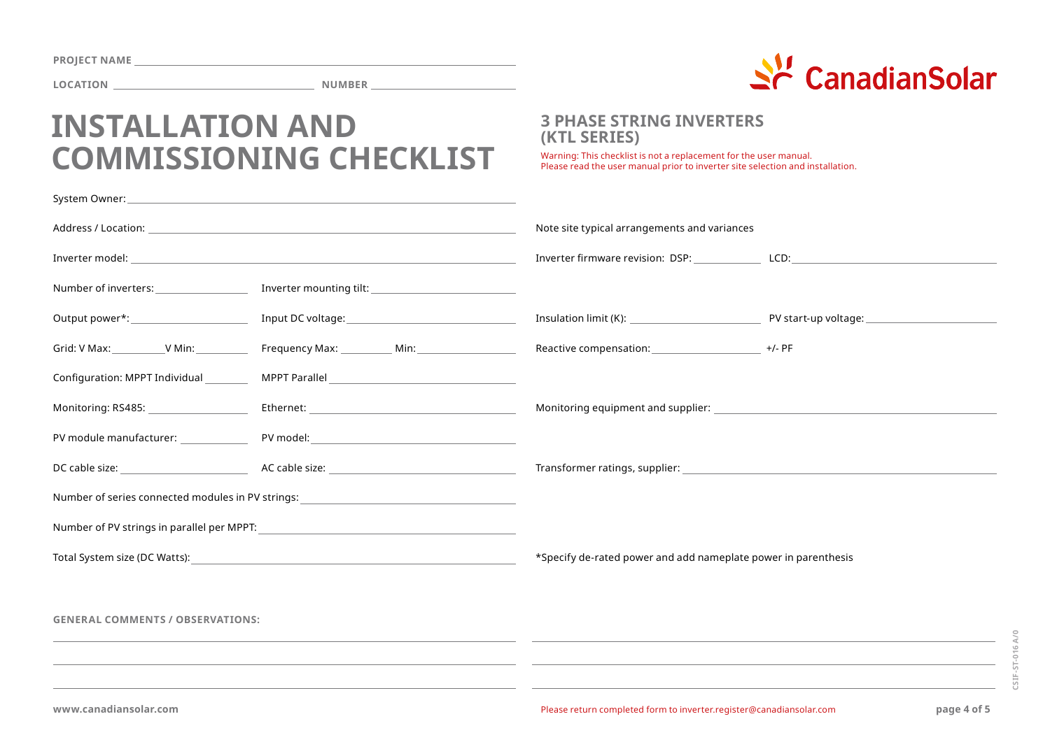PROJECT NAME ______________________________

LOCATION ______________________ NUMBER ______________

# INSTALLATION AND COMMISSIONING CHECKLIST

## 3 PHASE STRING INVERTERS (KTL SERIES)

Warning: This checklist is not a replacement for the user manual.
Please read the user manual prior to inverter site selection and installation.

System Owner: ______________________________

Address / Location: ______________________________

Note site typical arrangements and variances

Inverter model: ______________________________

Inverter firmware revision: DSP: __________ LCD: __________

Number of inverters: __________ Inverter mounting tilt: __________

Output power*: __________ Input DC voltage: __________

Insulation limit (K): __________ PV start-up voltage: __________

Grid: V Max: ________ V Min: ________ Frequency Max: ________ Min: ________

Reactive compensation: __________ +/- PF

Configuration: MPPT Individual ________ MPPT Parallel __________

Monitoring: RS485: __________ Ethernet: __________

Monitoring equipment and supplier: ______________________________

PV module manufacturer: __________ PV model: __________

DC cable size: __________ AC cable size: __________

Transformer ratings, supplier: ______________________________

Number of series connected modules in PV strings: ______________________________

Number of PV strings in parallel per MPPT: ______________________________

Total System size (DC Watts): ______________________________

*Specify de-rated power and add nameplate power in parenthesis

**GENERAL COMMENTS / OBSERVATIONS:**

______________________________________________________________

______________________________________________________________

______________________________________________________________

www.canadiansolar.com

Please return completed form to inverter.register@canadiansolar.com

CSIF-ST-016 A/0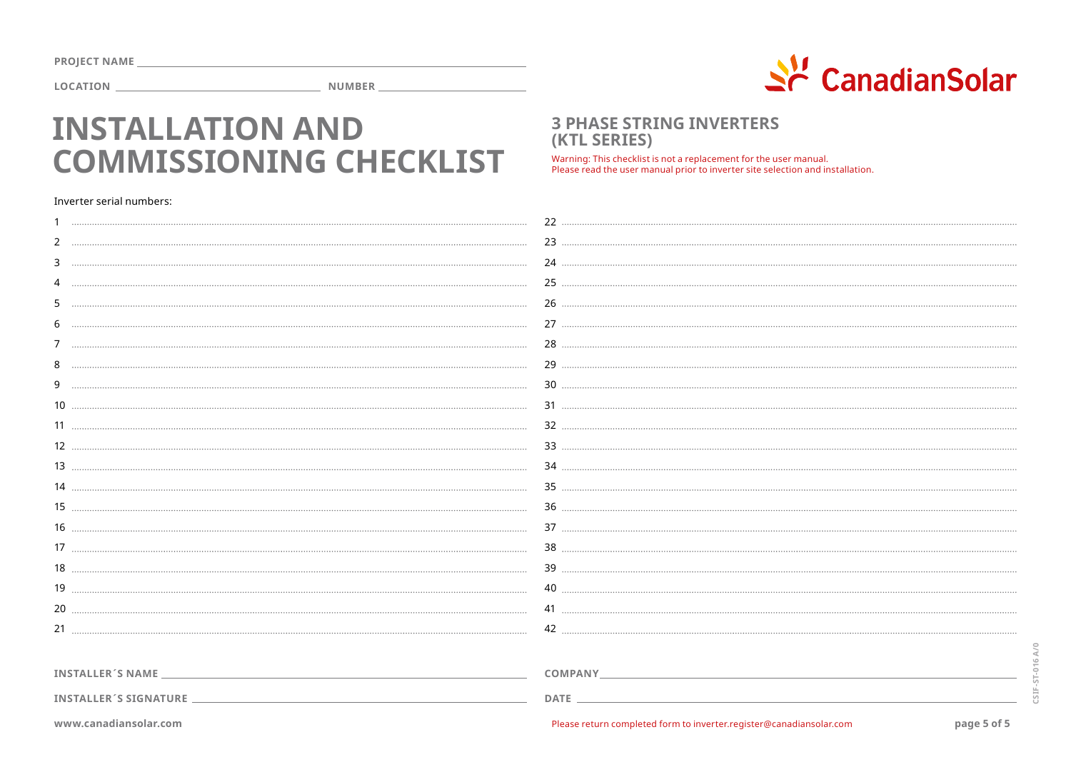PROJECT NAME ____________________

LOCATION ____________________ NUMBER ____________________

CanadianSolar

# INSTALLATION AND COMMISSIONING CHECKLIST

## 3 PHASE STRING INVERTERS (KTL SERIES)

Warning: This checklist is not a replacement for the user manual.
Please read the user manual prior to inverter site selection and installation.

Inverter serial numbers:

| | | | |
|---|---|---|---|
| 1 | | 22 | |
| 2 | | 23 | |
| 3 | | 24 | |
| 4 | | 25 | |
| 5 | | 26 | |
| 6 | | 27 | |
| 7 | | 28 | |
| 8 | | 29 | |
| 9 | | 30 | |
| 10 | | 31 | |
| 11 | | 32 | |
| 12 | | 33 | |
| 13 | | 34 | |
| 14 | | 35 | |
| 15 | | 36 | |
| 16 | | 37 | |
| 17 | | 38 | |
| 18 | | 39 | |
| 19 | | 40 | |
| 20 | | 41 | |
| 21 | | 42 | |

INSTALLER´S NAME ____________________ COMPANY ____________________

INSTALLER´S SIGNATURE ____________________ DATE ____________________

www.canadiansolar.com

Please return completed form to inverter.register@canadiansolar.com

CSIF-ST-016 A/0